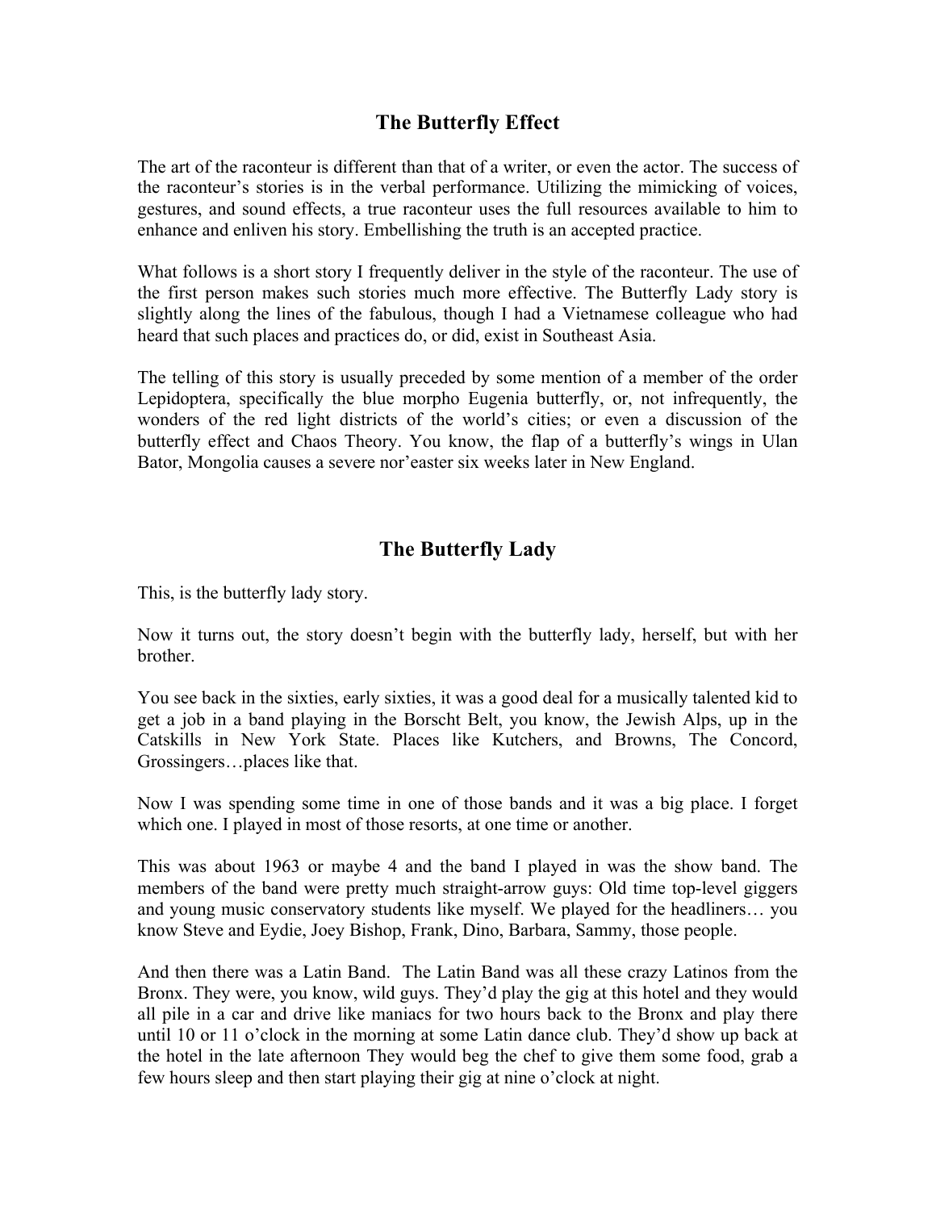## The Butterfly Effect

The art of the raconteur is different than that of a writer, or even the actor. The success of the raconteur's stories is in the verbal performance. Utilizing the mimicking of voices, gestures, and sound effects, a true raconteur uses the full resources available to him to enhance and enliven his story. Embellishing the truth is an accepted practice.

What follows is a short story I frequently deliver in the style of the raconteur. The use of the first person makes such stories much more effective. The Butterfly Lady story is slightly along the lines of the fabulous, though I had a Vietnamese colleague who had heard that such places and practices do, or did, exist in Southeast Asia.

The telling of this story is usually preceded by some mention of a member of the order Lepidoptera, specifically the blue morpho Eugenia butterfly, or, not infrequently, the wonders of the red light districts of the world's cities; or even a discussion of the butterfly effect and Chaos Theory. You know, the flap of a butterfly's wings in Ulan Bator, Mongolia causes a severe nor'easter six weeks later in New England.

## The Butterfly Lady

This, is the butterfly lady story.

Now it turns out, the story doesn't begin with the butterfly lady, herself, but with her brother.

You see back in the sixties, early sixties, it was a good deal for a musically talented kid to get a job in a band playing in the Borscht Belt, you know, the Jewish Alps, up in the Catskills in New York State. Places like Kutchers, and Browns, The Concord, Grossingers…places like that.

Now I was spending some time in one of those bands and it was a big place. I forget which one. I played in most of those resorts, at one time or another.

This was about 1963 or maybe 4 and the band I played in was the show band. The members of the band were pretty much straight-arrow guys: Old time top-level giggers and young music conservatory students like myself. We played for the headliners… you know Steve and Eydie, Joey Bishop, Frank, Dino, Barbara, Sammy, those people.

And then there was a Latin Band. The Latin Band was all these crazy Latinos from the Bronx. They were, you know, wild guys. They'd play the gig at this hotel and they would all pile in a car and drive like maniacs for two hours back to the Bronx and play there until 10 or 11 o'clock in the morning at some Latin dance club. They'd show up back at the hotel in the late afternoon They would beg the chef to give them some food, grab a few hours sleep and then start playing their gig at nine o'clock at night.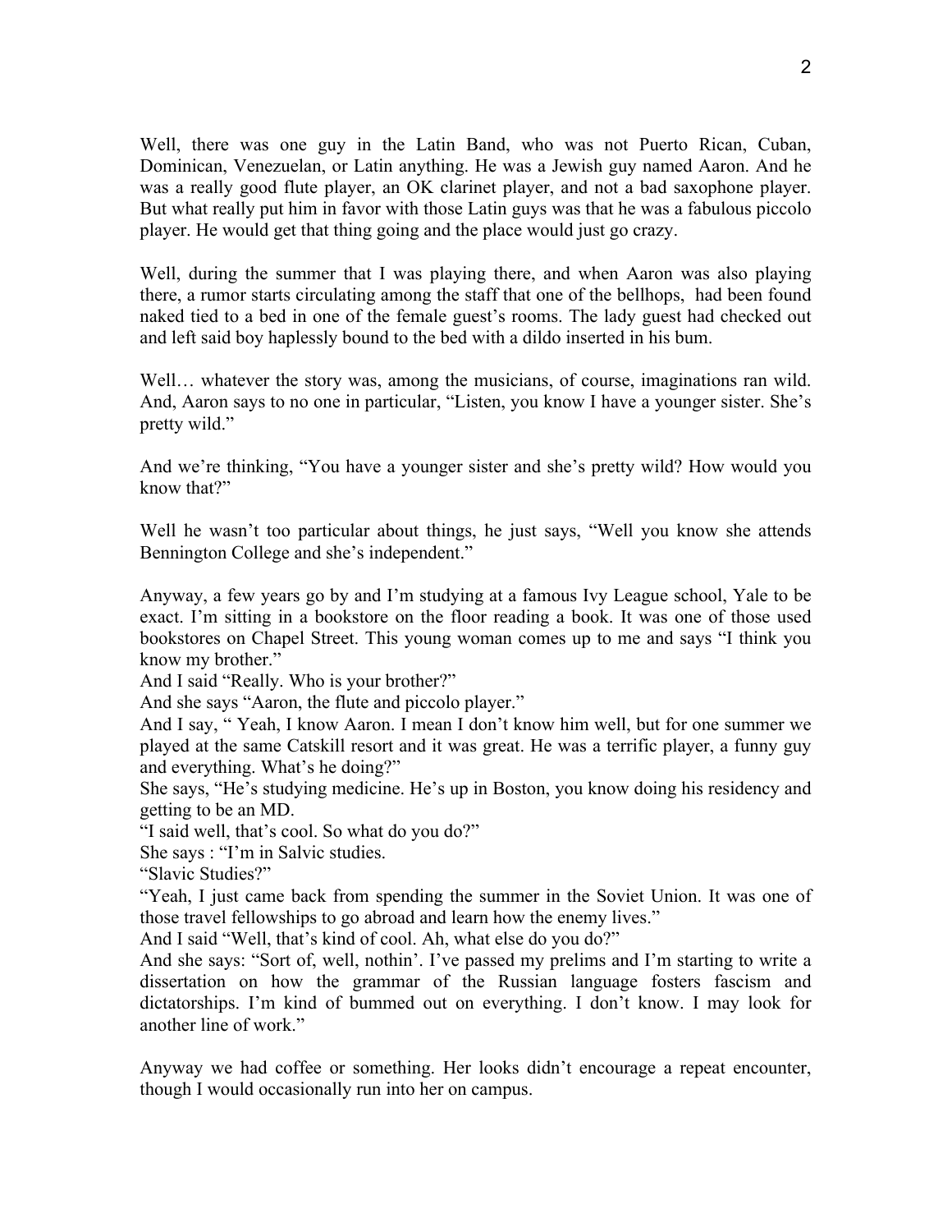Well, there was one guy in the Latin Band, who was not Puerto Rican, Cuban, Dominican, Venezuelan, or Latin anything. He was a Jewish guy named Aaron. And he was a really good flute player, an OK clarinet player, and not a bad saxophone player. But what really put him in favor with those Latin guys was that he was a fabulous piccolo player. He would get that thing going and the place would just go crazy.

Well, during the summer that I was playing there, and when Aaron was also playing there, a rumor starts circulating among the staff that one of the bellhops, had been found naked tied to a bed in one of the female guest's rooms. The lady guest had checked out and left said boy haplessly bound to the bed with a dildo inserted in his bum.

Well… whatever the story was, among the musicians, of course, imaginations ran wild. And, Aaron says to no one in particular, "Listen, you know I have a younger sister. She's pretty wild."

And we're thinking, "You have a younger sister and she's pretty wild? How would you know that?"

Well he wasn't too particular about things, he just says, "Well you know she attends Bennington College and she's independent."

Anyway, a few years go by and I'm studying at a famous Ivy League school, Yale to be exact. I'm sitting in a bookstore on the floor reading a book. It was one of those used bookstores on Chapel Street. This young woman comes up to me and says "I think you know my brother."
And I said "Really. Who is your brother?"
And she says "Aaron, the flute and piccolo player."
And I say, " Yeah, I know Aaron. I mean I don't know him well, but for one summer we played at the same Catskill resort and it was great. He was a terrific player, a funny guy and everything. What's he doing?"
She says, "He's studying medicine. He's up in Boston, you know doing his residency and getting to be an MD.
"I said well, that's cool. So what do you do?"
She says : "I'm in Salvic studies.
"Slavic Studies?"
"Yeah, I just came back from spending the summer in the Soviet Union. It was one of those travel fellowships to go abroad and learn how the enemy lives."
And I said "Well, that's kind of cool. Ah, what else do you do?"
And she says: "Sort of, well, nothin'. I've passed my prelims and I'm starting to write a dissertation on how the grammar of the Russian language fosters fascism and dictatorships. I'm kind of bummed out on everything. I don't know. I may look for another line of work."

Anyway we had coffee or something. Her looks didn't encourage a repeat encounter, though I would occasionally run into her on campus.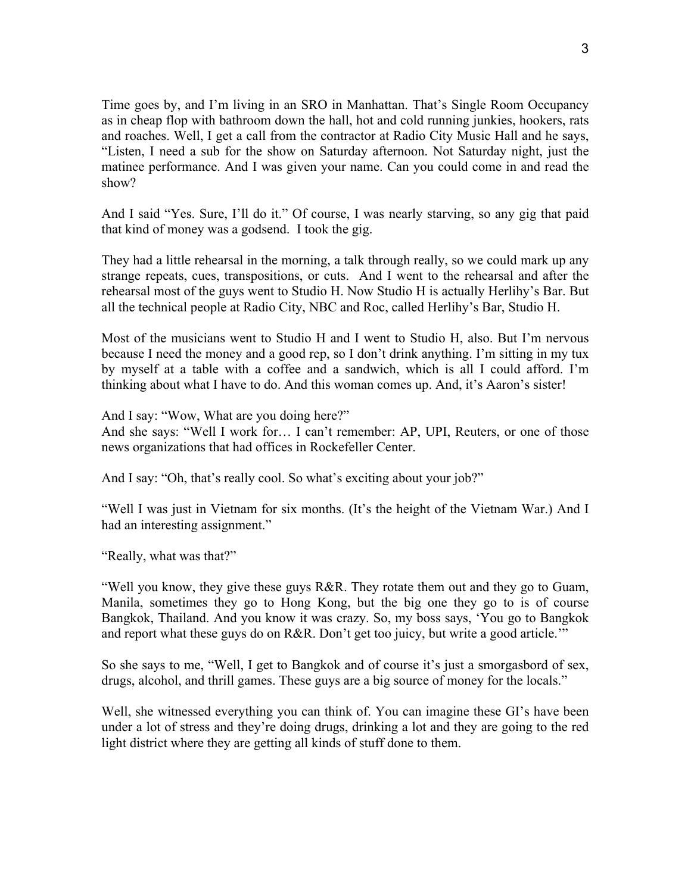Time goes by, and I'm living in an SRO in Manhattan. That's Single Room Occupancy as in cheap flop with bathroom down the hall, hot and cold running junkies, hookers, rats and roaches. Well, I get a call from the contractor at Radio City Music Hall and he says, "Listen, I need a sub for the show on Saturday afternoon. Not Saturday night, just the matinee performance. And I was given your name. Can you could come in and read the show?

And I said "Yes. Sure, I'll do it." Of course, I was nearly starving, so any gig that paid that kind of money was a godsend. I took the gig.

They had a little rehearsal in the morning, a talk through really, so we could mark up any strange repeats, cues, transpositions, or cuts. And I went to the rehearsal and after the rehearsal most of the guys went to Studio H. Now Studio H is actually Herlihy's Bar. But all the technical people at Radio City, NBC and Roc, called Herlihy's Bar, Studio H.

Most of the musicians went to Studio H and I went to Studio H, also. But I'm nervous because I need the money and a good rep, so I don't drink anything. I'm sitting in my tux by myself at a table with a coffee and a sandwich, which is all I could afford. I'm thinking about what I have to do. And this woman comes up. And, it's Aaron's sister!

And I say: "Wow, What are you doing here?"
And she says: "Well I work for… I can't remember: AP, UPI, Reuters, or one of those news organizations that had offices in Rockefeller Center.

And I say: "Oh, that's really cool. So what's exciting about your job?"

"Well I was just in Vietnam for six months. (It's the height of the Vietnam War.) And I had an interesting assignment."

"Really, what was that?"

"Well you know, they give these guys R&R. They rotate them out and they go to Guam, Manila, sometimes they go to Hong Kong, but the big one they go to is of course Bangkok, Thailand. And you know it was crazy. So, my boss says, 'You go to Bangkok and report what these guys do on R&R. Don't get too juicy, but write a good article.'"

So she says to me, "Well, I get to Bangkok and of course it's just a smorgasbord of sex, drugs, alcohol, and thrill games. These guys are a big source of money for the locals."

Well, she witnessed everything you can think of. You can imagine these GI's have been under a lot of stress and they're doing drugs, drinking a lot and they are going to the red light district where they are getting all kinds of stuff done to them.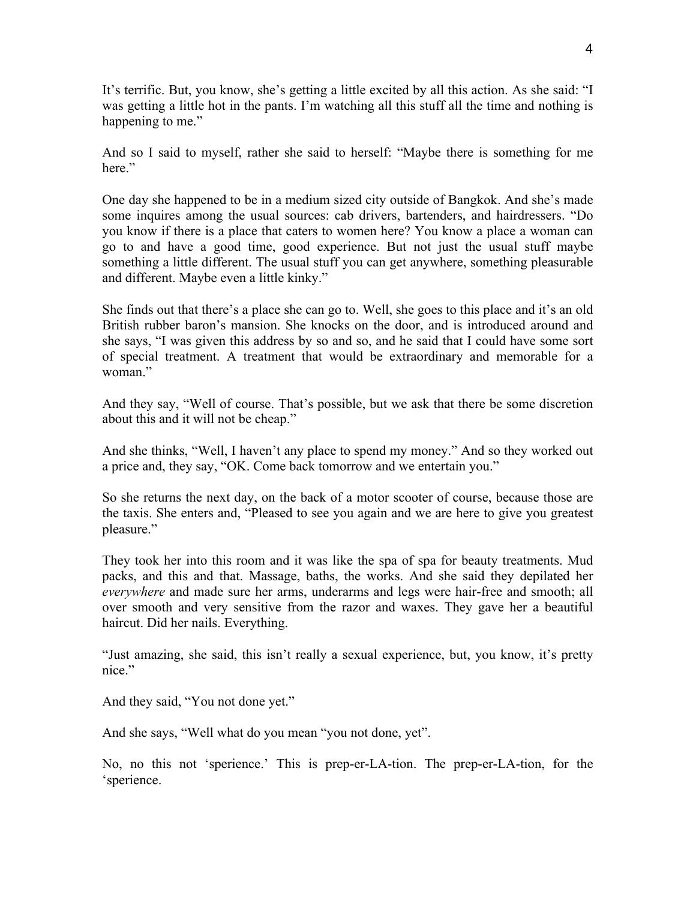It's terrific. But, you know, she's getting a little excited by all this action. As she said: "I was getting a little hot in the pants. I'm watching all this stuff all the time and nothing is happening to me."

And so I said to myself, rather she said to herself: "Maybe there is something for me here."

One day she happened to be in a medium sized city outside of Bangkok. And she's made some inquires among the usual sources: cab drivers, bartenders, and hairdressers. "Do you know if there is a place that caters to women here? You know a place a woman can go to and have a good time, good experience. But not just the usual stuff maybe something a little different. The usual stuff you can get anywhere, something pleasurable and different. Maybe even a little kinky."

She finds out that there's a place she can go to. Well, she goes to this place and it's an old British rubber baron's mansion. She knocks on the door, and is introduced around and she says, "I was given this address by so and so, and he said that I could have some sort of special treatment. A treatment that would be extraordinary and memorable for a woman."

And they say, "Well of course. That's possible, but we ask that there be some discretion about this and it will not be cheap."

And she thinks, "Well, I haven't any place to spend my money." And so they worked out a price and, they say, "OK. Come back tomorrow and we entertain you."

So she returns the next day, on the back of a motor scooter of course, because those are the taxis. She enters and, "Pleased to see you again and we are here to give you greatest pleasure."

They took her into this room and it was like the spa of spa for beauty treatments. Mud packs, and this and that. Massage, baths, the works. And she said they depilated her *everywhere* and made sure her arms, underarms and legs were hair-free and smooth; all over smooth and very sensitive from the razor and waxes. They gave her a beautiful haircut. Did her nails. Everything.

"Just amazing, she said, this isn't really a sexual experience, but, you know, it's pretty nice."

And they said, "You not done yet."

And she says, "Well what do you mean "you not done, yet".

No, no this not 'sperience.' This is prep-er-LA-tion. The prep-er-LA-tion, for the 'sperience.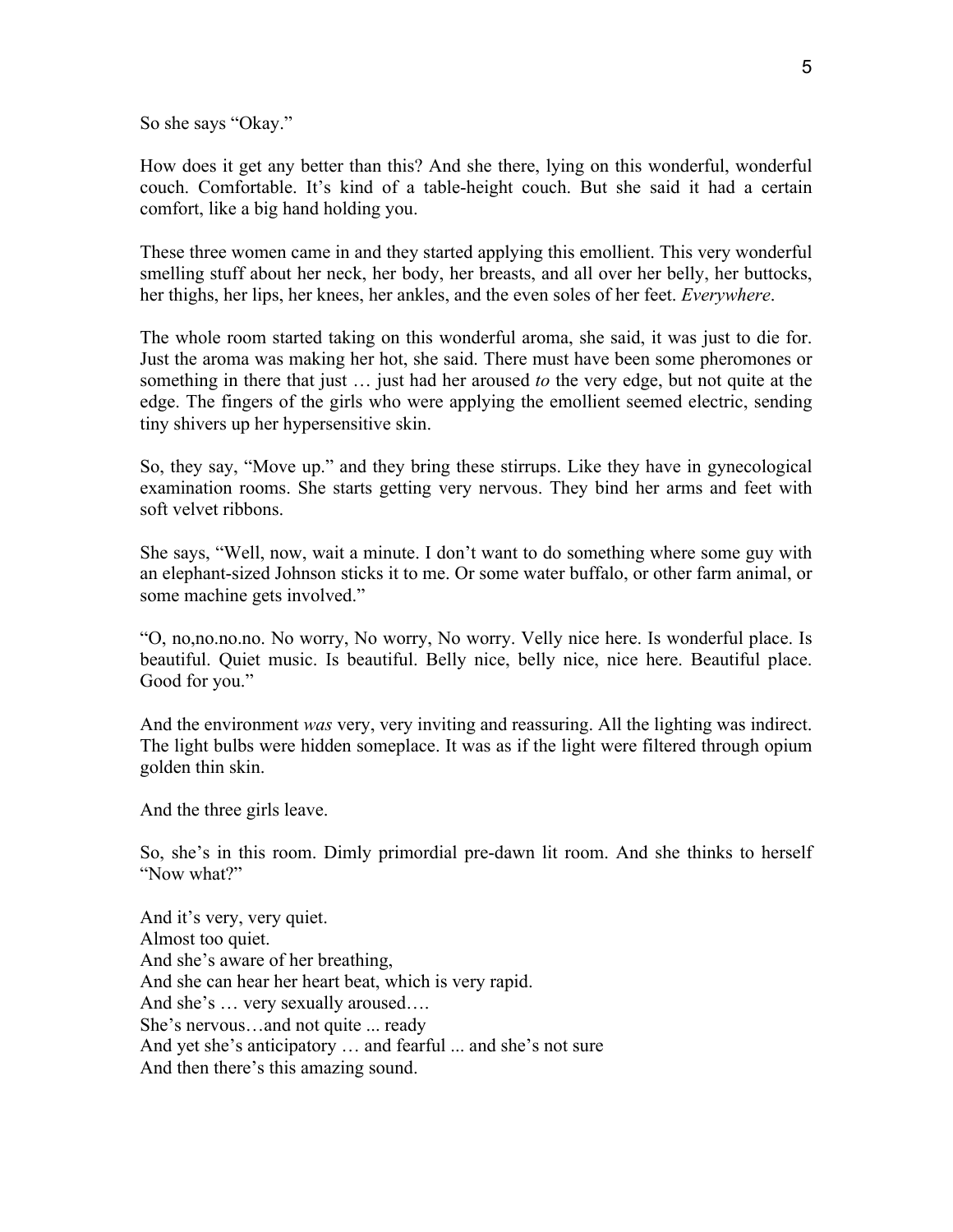So she says "Okay."

How does it get any better than this? And she there, lying on this wonderful, wonderful couch. Comfortable. It's kind of a table-height couch. But she said it had a certain comfort, like a big hand holding you.

These three women came in and they started applying this emollient. This very wonderful smelling stuff about her neck, her body, her breasts, and all over her belly, her buttocks, her thighs, her lips, her knees, her ankles, and the even soles of her feet. *Everywhere*.

The whole room started taking on this wonderful aroma, she said, it was just to die for. Just the aroma was making her hot, she said. There must have been some pheromones or something in there that just … just had her aroused *to* the very edge, but not quite at the edge. The fingers of the girls who were applying the emollient seemed electric, sending tiny shivers up her hypersensitive skin.

So, they say, "Move up." and they bring these stirrups. Like they have in gynecological examination rooms. She starts getting very nervous. They bind her arms and feet with soft velvet ribbons.

She says, "Well, now, wait a minute. I don't want to do something where some guy with an elephant-sized Johnson sticks it to me. Or some water buffalo, or other farm animal, or some machine gets involved."

"O, no,no.no.no. No worry, No worry, No worry. Velly nice here. Is wonderful place. Is beautiful. Quiet music. Is beautiful. Belly nice, belly nice, nice here. Beautiful place. Good for you."

And the environment *was* very, very inviting and reassuring. All the lighting was indirect. The light bulbs were hidden someplace. It was as if the light were filtered through opium golden thin skin.

And the three girls leave.

So, she's in this room. Dimly primordial pre-dawn lit room. And she thinks to herself "Now what?"

And it's very, very quiet.
Almost too quiet.
And she's aware of her breathing,
And she can hear her heart beat, which is very rapid.
And she's … very sexually aroused….
She's nervous…and not quite ... ready
And yet she's anticipatory … and fearful ... and she's not sure
And then there's this amazing sound.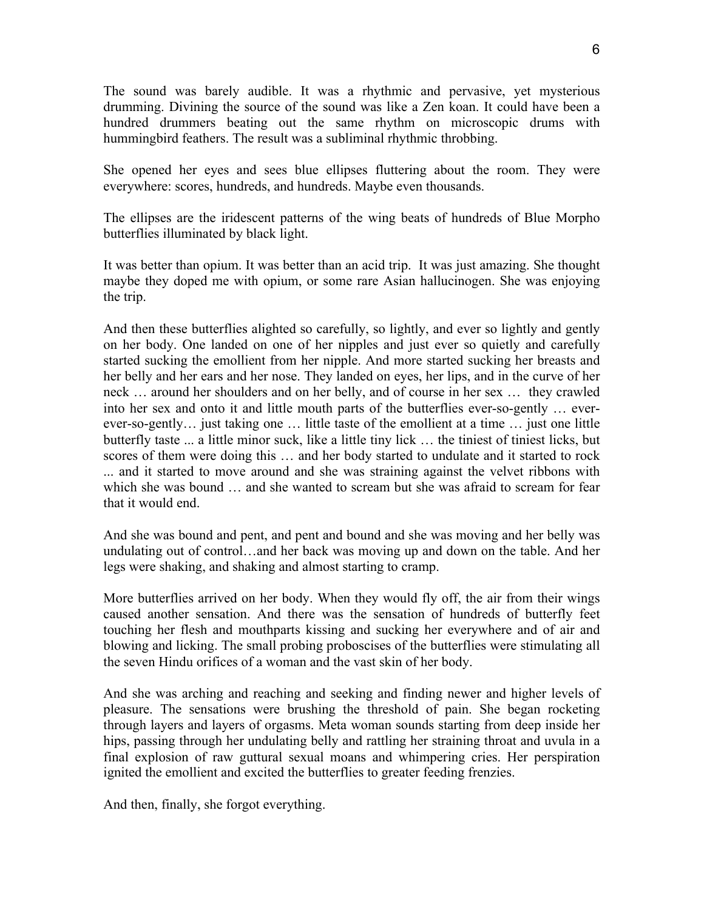The sound was barely audible. It was a rhythmic and pervasive, yet mysterious drumming. Divining the source of the sound was like a Zen koan. It could have been a hundred drummers beating out the same rhythm on microscopic drums with hummingbird feathers. The result was a subliminal rhythmic throbbing.

She opened her eyes and sees blue ellipses fluttering about the room. They were everywhere: scores, hundreds, and hundreds. Maybe even thousands.

The ellipses are the iridescent patterns of the wing beats of hundreds of Blue Morpho butterflies illuminated by black light.

It was better than opium. It was better than an acid trip. It was just amazing. She thought maybe they doped me with opium, or some rare Asian hallucinogen. She was enjoying the trip.

And then these butterflies alighted so carefully, so lightly, and ever so lightly and gently on her body. One landed on one of her nipples and just ever so quietly and carefully started sucking the emollient from her nipple. And more started sucking her breasts and her belly and her ears and her nose. They landed on eyes, her lips, and in the curve of her neck … around her shoulders and on her belly, and of course in her sex … they crawled into her sex and onto it and little mouth parts of the butterflies ever-so-gently … ever-ever-so-gently… just taking one … little taste of the emollient at a time … just one little butterfly taste ... a little minor suck, like a little tiny lick … the tiniest of tiniest licks, but scores of them were doing this … and her body started to undulate and it started to rock ... and it started to move around and she was straining against the velvet ribbons with which she was bound … and she wanted to scream but she was afraid to scream for fear that it would end.

And she was bound and pent, and pent and bound and she was moving and her belly was undulating out of control…and her back was moving up and down on the table. And her legs were shaking, and shaking and almost starting to cramp.

More butterflies arrived on her body. When they would fly off, the air from their wings caused another sensation. And there was the sensation of hundreds of butterfly feet touching her flesh and mouthparts kissing and sucking her everywhere and of air and blowing and licking. The small probing proboscises of the butterflies were stimulating all the seven Hindu orifices of a woman and the vast skin of her body.

And she was arching and reaching and seeking and finding newer and higher levels of pleasure. The sensations were brushing the threshold of pain. She began rocketing through layers and layers of orgasms. Meta woman sounds starting from deep inside her hips, passing through her undulating belly and rattling her straining throat and uvula in a final explosion of raw guttural sexual moans and whimpering cries. Her perspiration ignited the emollient and excited the butterflies to greater feeding frenzies.

And then, finally, she forgot everything.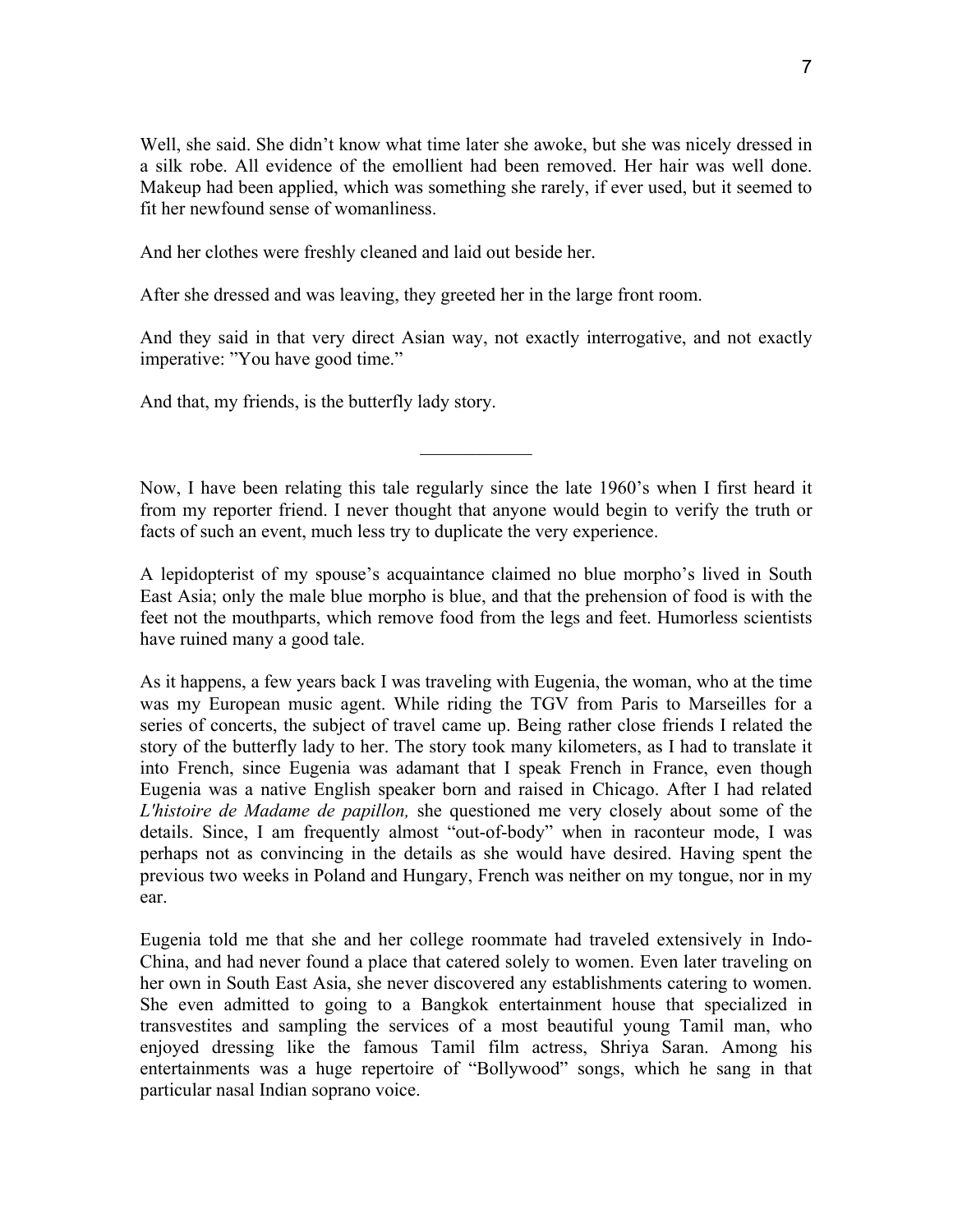Well, she said. She didn't know what time later she awoke, but she was nicely dressed in a silk robe. All evidence of the emollient had been removed. Her hair was well done. Makeup had been applied, which was something she rarely, if ever used, but it seemed to fit her newfound sense of womanliness.

And her clothes were freshly cleaned and laid out beside her.

After she dressed and was leaving, they greeted her in the large front room.

And they said in that very direct Asian way, not exactly interrogative, and not exactly imperative: "You have good time."

And that, my friends, is the butterfly lady story.

---

Now, I have been relating this tale regularly since the late 1960's when I first heard it from my reporter friend. I never thought that anyone would begin to verify the truth or facts of such an event, much less try to duplicate the very experience.

A lepidopterist of my spouse's acquaintance claimed no blue morpho's lived in South East Asia; only the male blue morpho is blue, and that the prehension of food is with the feet not the mouthparts, which remove food from the legs and feet. Humorless scientists have ruined many a good tale.

As it happens, a few years back I was traveling with Eugenia, the woman, who at the time was my European music agent. While riding the TGV from Paris to Marseilles for a series of concerts, the subject of travel came up. Being rather close friends I related the story of the butterfly lady to her. The story took many kilometers, as I had to translate it into French, since Eugenia was adamant that I speak French in France, even though Eugenia was a native English speaker born and raised in Chicago. After I had related *L'histoire de Madame de papillon,* she questioned me very closely about some of the details. Since, I am frequently almost "out-of-body" when in raconteur mode, I was perhaps not as convincing in the details as she would have desired. Having spent the previous two weeks in Poland and Hungary, French was neither on my tongue, nor in my ear.

Eugenia told me that she and her college roommate had traveled extensively in Indo-China, and had never found a place that catered solely to women. Even later traveling on her own in South East Asia, she never discovered any establishments catering to women. She even admitted to going to a Bangkok entertainment house that specialized in transvestites and sampling the services of a most beautiful young Tamil man, who enjoyed dressing like the famous Tamil film actress, Shriya Saran. Among his entertainments was a huge repertoire of "Bollywood" songs, which he sang in that particular nasal Indian soprano voice.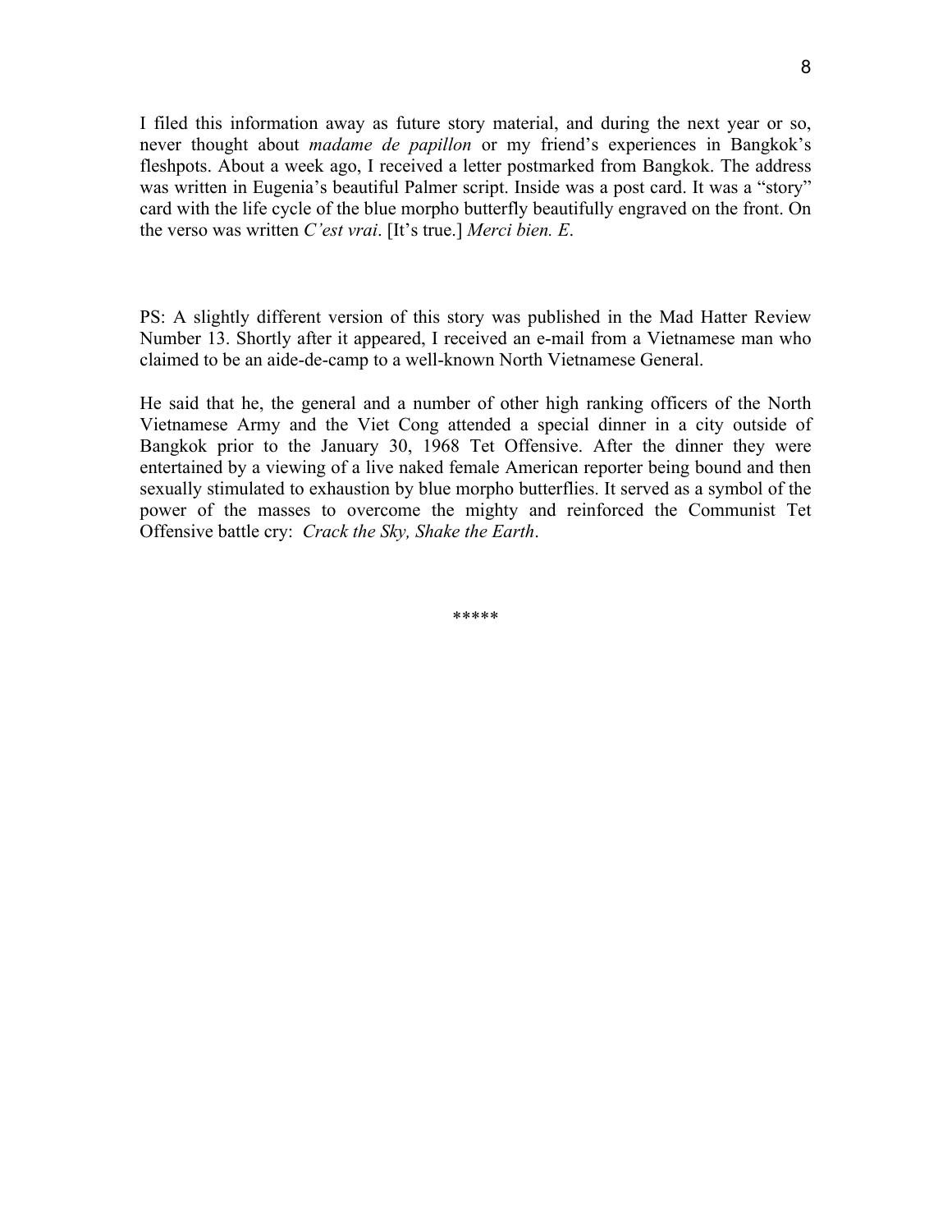I filed this information away as future story material, and during the next year or so, never thought about *madame de papillon* or my friend's experiences in Bangkok's fleshpots. About a week ago, I received a letter postmarked from Bangkok. The address was written in Eugenia's beautiful Palmer script. Inside was a post card. It was a "story" card with the life cycle of the blue morpho butterfly beautifully engraved on the front. On the verso was written *C'est vrai*. [It's true.] *Merci bien. E*.

PS: A slightly different version of this story was published in the Mad Hatter Review Number 13. Shortly after it appeared, I received an e-mail from a Vietnamese man who claimed to be an aide-de-camp to a well-known North Vietnamese General.

He said that he, the general and a number of other high ranking officers of the North Vietnamese Army and the Viet Cong attended a special dinner in a city outside of Bangkok prior to the January 30, 1968 Tet Offensive. After the dinner they were entertained by a viewing of a live naked female American reporter being bound and then sexually stimulated to exhaustion by blue morpho butterflies. It served as a symbol of the power of the masses to overcome the mighty and reinforced the Communist Tet Offensive battle cry: *Crack the Sky, Shake the Earth*.

*****